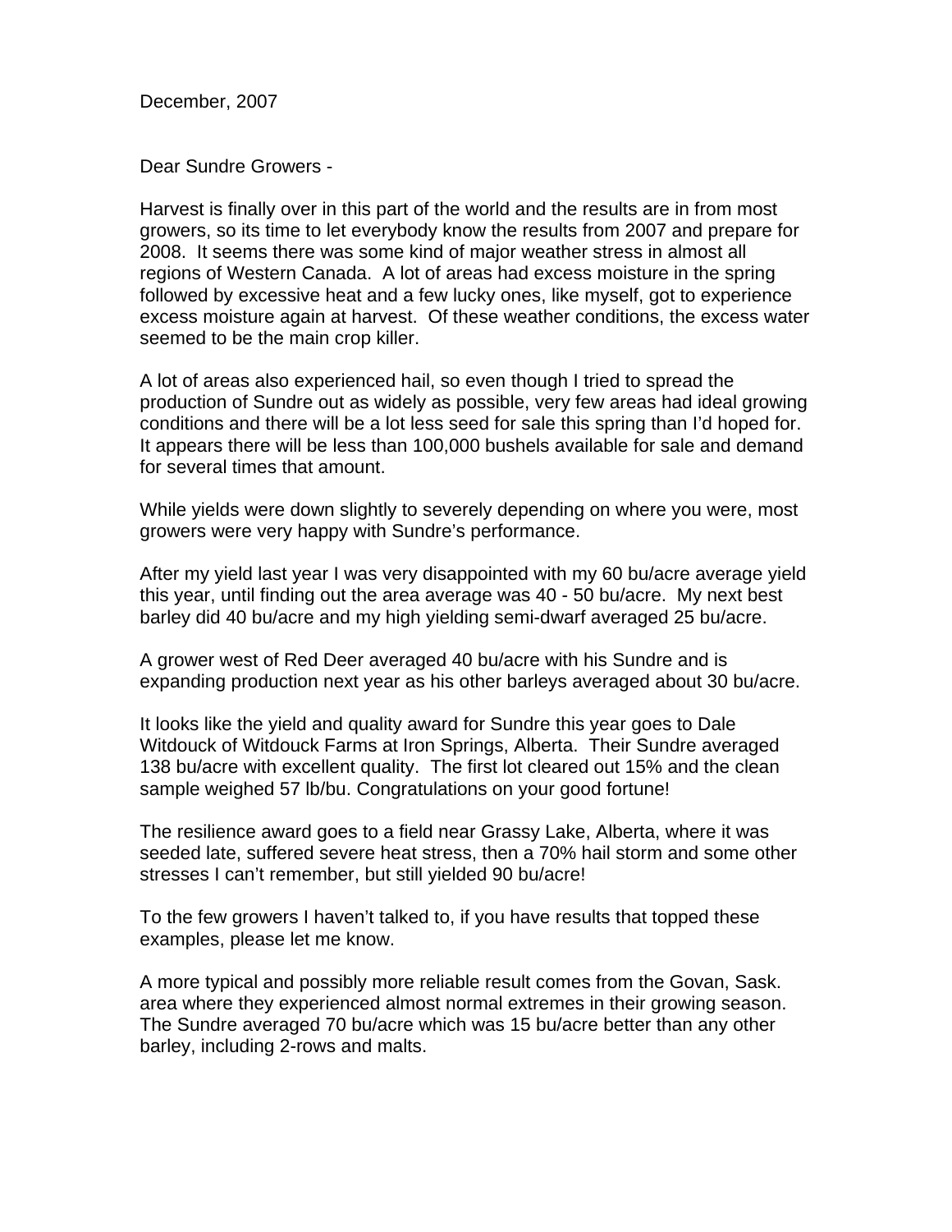December, 2007

Dear Sundre Growers -

Harvest is finally over in this part of the world and the results are in from most growers, so its time to let everybody know the results from 2007 and prepare for 2008. It seems there was some kind of major weather stress in almost all regions of Western Canada. A lot of areas had excess moisture in the spring followed by excessive heat and a few lucky ones, like myself, got to experience excess moisture again at harvest. Of these weather conditions, the excess water seemed to be the main crop killer.

A lot of areas also experienced hail, so even though I tried to spread the production of Sundre out as widely as possible, very few areas had ideal growing conditions and there will be a lot less seed for sale this spring than I'd hoped for. It appears there will be less than 100,000 bushels available for sale and demand for several times that amount.

While yields were down slightly to severely depending on where you were, most growers were very happy with Sundre's performance.

After my yield last year I was very disappointed with my 60 bu/acre average yield this year, until finding out the area average was 40 - 50 bu/acre. My next best barley did 40 bu/acre and my high yielding semi-dwarf averaged 25 bu/acre.

A grower west of Red Deer averaged 40 bu/acre with his Sundre and is expanding production next year as his other barleys averaged about 30 bu/acre.

It looks like the yield and quality award for Sundre this year goes to Dale Witdouck of Witdouck Farms at Iron Springs, Alberta. Their Sundre averaged 138 bu/acre with excellent quality. The first lot cleared out 15% and the clean sample weighed 57 lb/bu. Congratulations on your good fortune!

The resilience award goes to a field near Grassy Lake, Alberta, where it was seeded late, suffered severe heat stress, then a 70% hail storm and some other stresses I can't remember, but still yielded 90 bu/acre!

To the few growers I haven't talked to, if you have results that topped these examples, please let me know.

A more typical and possibly more reliable result comes from the Govan, Sask. area where they experienced almost normal extremes in their growing season. The Sundre averaged 70 bu/acre which was 15 bu/acre better than any other barley, including 2-rows and malts.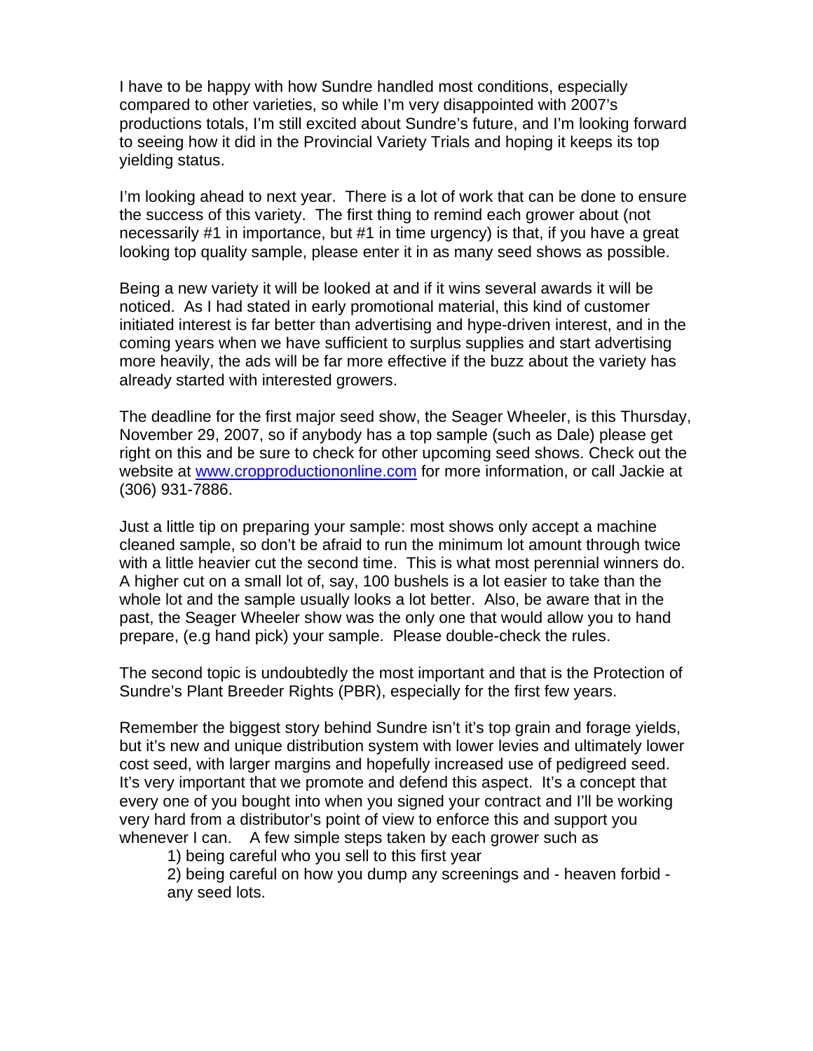I have to be happy with how Sundre handled most conditions, especially compared to other varieties, so while I'm very disappointed with 2007's productions totals, I'm still excited about Sundre's future, and I'm looking forward to seeing how it did in the Provincial Variety Trials and hoping it keeps its top yielding status.

I'm looking ahead to next year. There is a lot of work that can be done to ensure the success of this variety. The first thing to remind each grower about (not necessarily #1 in importance, but #1 in time urgency) is that, if you have a great looking top quality sample, please enter it in as many seed shows as possible.

Being a new variety it will be looked at and if it wins several awards it will be noticed. As I had stated in early promotional material, this kind of customer initiated interest is far better than advertising and hype-driven interest, and in the coming years when we have sufficient to surplus supplies and start advertising more heavily, the ads will be far more effective if the buzz about the variety has already started with interested growers.

The deadline for the first major seed show, the Seager Wheeler, is this Thursday, November 29, 2007, so if anybody has a top sample (such as Dale) please get right on this and be sure to check for other upcoming seed shows. Check out the website at [www.cropproductiononline.com](http://www.cropproductiononline.com) for more information, or call Jackie at (306) 931-7886.

Just a little tip on preparing your sample: most shows only accept a machine cleaned sample, so don't be afraid to run the minimum lot amount through twice with a little heavier cut the second time. This is what most perennial winners do. A higher cut on a small lot of, say, 100 bushels is a lot easier to take than the whole lot and the sample usually looks a lot better. Also, be aware that in the past, the Seager Wheeler show was the only one that would allow you to hand prepare, (e.g hand pick) your sample. Please double-check the rules.

The second topic is undoubtedly the most important and that is the Protection of Sundre's Plant Breeder Rights (PBR), especially for the first few years.

Remember the biggest story behind Sundre isn't it's top grain and forage yields, but it's new and unique distribution system with lower levies and ultimately lower cost seed, with larger margins and hopefully increased use of pedigreed seed. It's very important that we promote and defend this aspect. It's a concept that every one of you bought into when you signed your contract and I'll be working very hard from a distributor's point of view to enforce this and support you whenever I can. A few simple steps taken by each grower such as

1) being careful who you sell to this first year
2) being careful on how you dump any screenings and - heaven forbid - any seed lots.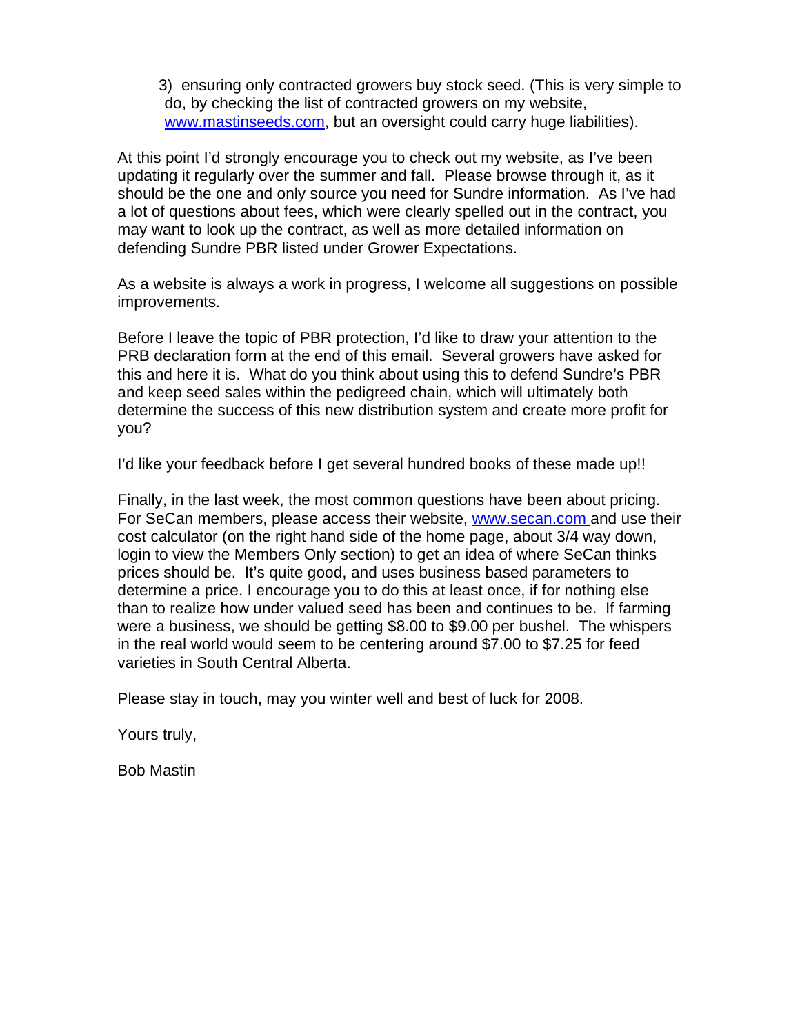3) ensuring only contracted growers buy stock seed. (This is very simple to do, by checking the list of contracted growers on my website, www.mastinseeds.com, but an oversight could carry huge liabilities).

At this point I'd strongly encourage you to check out my website, as I've been updating it regularly over the summer and fall. Please browse through it, as it should be the one and only source you need for Sundre information. As I've had a lot of questions about fees, which were clearly spelled out in the contract, you may want to look up the contract, as well as more detailed information on defending Sundre PBR listed under Grower Expectations.

As a website is always a work in progress, I welcome all suggestions on possible improvements.

Before I leave the topic of PBR protection, I'd like to draw your attention to the PRB declaration form at the end of this email. Several growers have asked for this and here it is. What do you think about using this to defend Sundre's PBR and keep seed sales within the pedigreed chain, which will ultimately both determine the success of this new distribution system and create more profit for you?

I'd like your feedback before I get several hundred books of these made up!!

Finally, in the last week, the most common questions have been about pricing. For SeCan members, please access their website, www.secan.com and use their cost calculator (on the right hand side of the home page, about 3/4 way down, login to view the Members Only section) to get an idea of where SeCan thinks prices should be. It's quite good, and uses business based parameters to determine a price. I encourage you to do this at least once, if for nothing else than to realize how under valued seed has been and continues to be. If farming were a business, we should be getting $8.00 to $9.00 per bushel. The whispers in the real world would seem to be centering around $7.00 to $7.25 for feed varieties in South Central Alberta.

Please stay in touch, may you winter well and best of luck for 2008.

Yours truly,

Bob Mastin